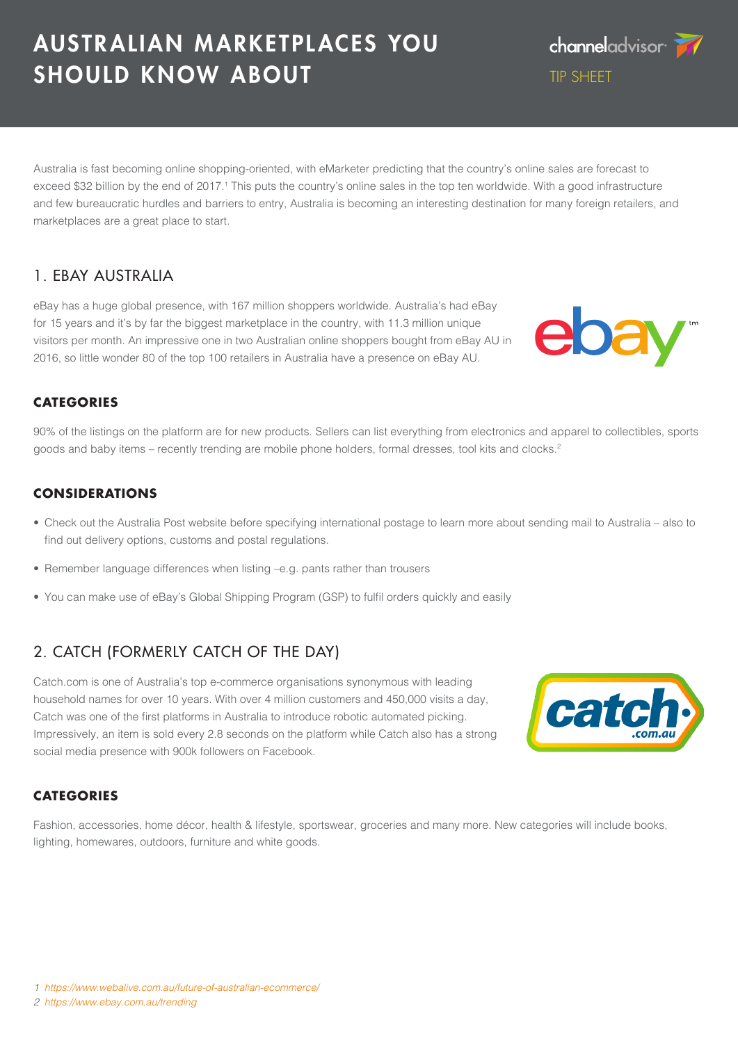// AUSTRALIAN MARKETPLACES YOU SHOULD KNOW ABOUT

channeladvisor
TIP SHEET

Australia is fast becoming online shopping-oriented, with eMarketer predicting that the country's online sales are forecast to exceed $32 billion by the end of 2017.[1] This puts the country's online sales in the top ten worldwide. With a good infrastructure and few bureaucratic hurdles and barriers to entry, Australia is becoming an interesting destination for many foreign retailers, and marketplaces are a great place to start.

## 1. EBAY AUSTRALIA

eBay has a huge global presence, with 167 million shoppers worldwide. Australia's had eBay for 15 years and it's by far the biggest marketplace in the country, with 11.3 million unique visitors per month. An impressive one in two Australian online shoppers bought from eBay AU in 2016, so little wonder 80 of the top 100 retailers in Australia have a presence on eBay AU.

### CATEGORIES

90% of the listings on the platform are for new products. Sellers can list everything from electronics and apparel to collectibles, sports goods and baby items – recently trending are mobile phone holders, formal dresses, tool kits and clocks.[2]

### CONSIDERATIONS

- Check out the Australia Post website before specifying international postage to learn more about sending mail to Australia – also to find out delivery options, customs and postal regulations.
- Remember language differences when listing –e.g. pants rather than trousers
- You can make use of eBay's Global Shipping Program (GSP) to fulfil orders quickly and easily

## 2. CATCH (FORMERLY CATCH OF THE DAY)

Catch.com is one of Australia's top e-commerce organisations synonymous with leading household names for over 10 years. With over 4 million customers and 450,000 visits a day, Catch was one of the first platforms in Australia to introduce robotic automated picking. Impressively, an item is sold every 2.8 seconds on the platform while Catch also has a strong social media presence with 900k followers on Facebook.

### CATEGORIES

Fashion, accessories, home décor, health & lifestyle, sportswear, groceries and many more. New categories will include books, lighting, homewares, outdoors, furniture and white goods.

1 https://www.webalive.com.au/future-of-australian-ecommerce/
2 https://www.ebay.com.au/trending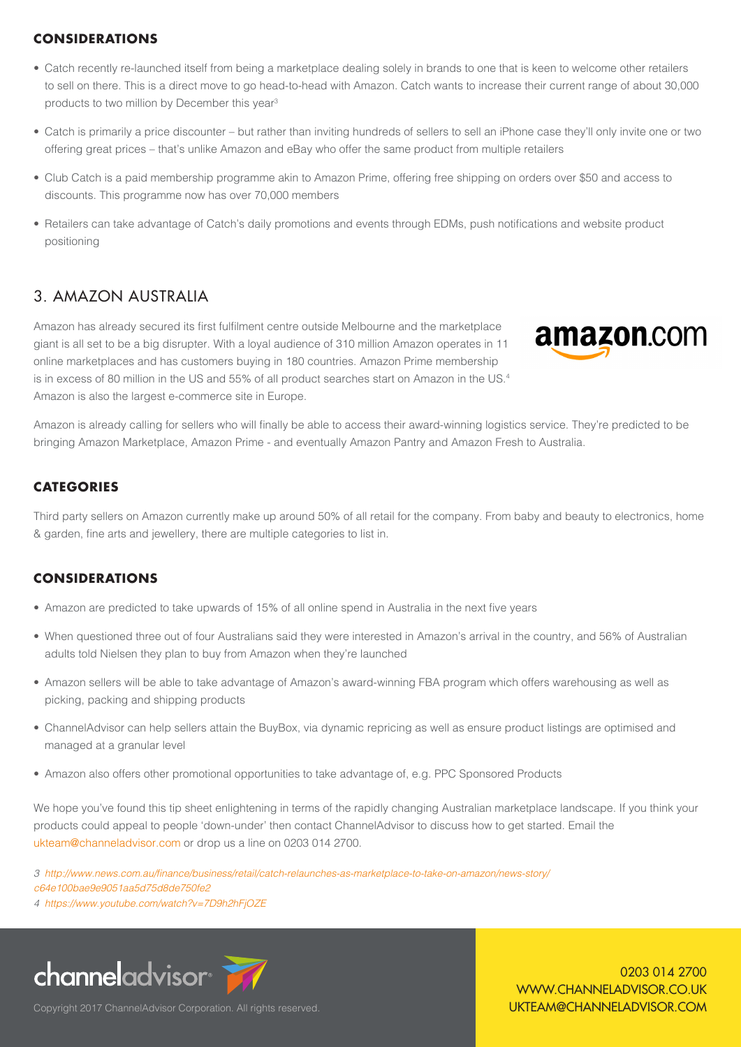**CONSIDERATIONS**

- Catch recently re-launched itself from being a marketplace dealing solely in brands to one that is keen to welcome other retailers to sell on there. This is a direct move to go head-to-head with Amazon. Catch wants to increase their current range of about 30,000 products to two million by December this year[3]
- Catch is primarily a price discounter – but rather than inviting hundreds of sellers to sell an iPhone case they'll only invite one or two offering great prices – that's unlike Amazon and eBay who offer the same product from multiple retailers
- Club Catch is a paid membership programme akin to Amazon Prime, offering free shipping on orders over $50 and access to discounts. This programme now has over 70,000 members
- Retailers can take advantage of Catch's daily promotions and events through EDMs, push notifications and website product positioning

## 3. AMAZON AUSTRALIA

Amazon has already secured its first fulfilment centre outside Melbourne and the marketplace giant is all set to be a big disrupter. With a loyal audience of 310 million Amazon operates in 11 online marketplaces and has customers buying in 180 countries. Amazon Prime membership is in excess of 80 million in the US and 55% of all product searches start on Amazon in the US.[4] Amazon is also the largest e-commerce site in Europe.

Amazon is already calling for sellers who will finally be able to access their award-winning logistics service. They're predicted to be bringing Amazon Marketplace, Amazon Prime - and eventually Amazon Pantry and Amazon Fresh to Australia.

**CATEGORIES**

Third party sellers on Amazon currently make up around 50% of all retail for the company. From baby and beauty to electronics, home & garden, fine arts and jewellery, there are multiple categories to list in.

**CONSIDERATIONS**

- Amazon are predicted to take upwards of 15% of all online spend in Australia in the next five years
- When questioned three out of four Australians said they were interested in Amazon's arrival in the country, and 56% of Australian adults told Nielsen they plan to buy from Amazon when they're launched
- Amazon sellers will be able to take advantage of Amazon's award-winning FBA program which offers warehousing as well as picking, packing and shipping products
- ChannelAdvisor can help sellers attain the BuyBox, via dynamic repricing as well as ensure product listings are optimised and managed at a granular level
- Amazon also offers other promotional opportunities to take advantage of, e.g. PPC Sponsored Products

We hope you've found this tip sheet enlightening in terms of the rapidly changing Australian marketplace landscape. If you think your products could appeal to people 'down-under' then contact ChannelAdvisor to discuss how to get started. Email the ukteam@channeladvisor.com or drop us a line on 0203 014 2700.

*3 http://www.news.com.au/finance/business/retail/catch-relaunches-as-marketplace-to-take-on-amazon/news-story/c64e100bae9e9051aa5d75d8de750fe2*
*4 https://www.youtube.com/watch?v=7D9h2hFjOZE*

Copyright 2017 ChannelAdvisor Corporation. All rights reserved.

0203 014 2700
WWW.CHANNELADVISOR.CO.UK
UKTEAM@CHANNELADVISOR.COM